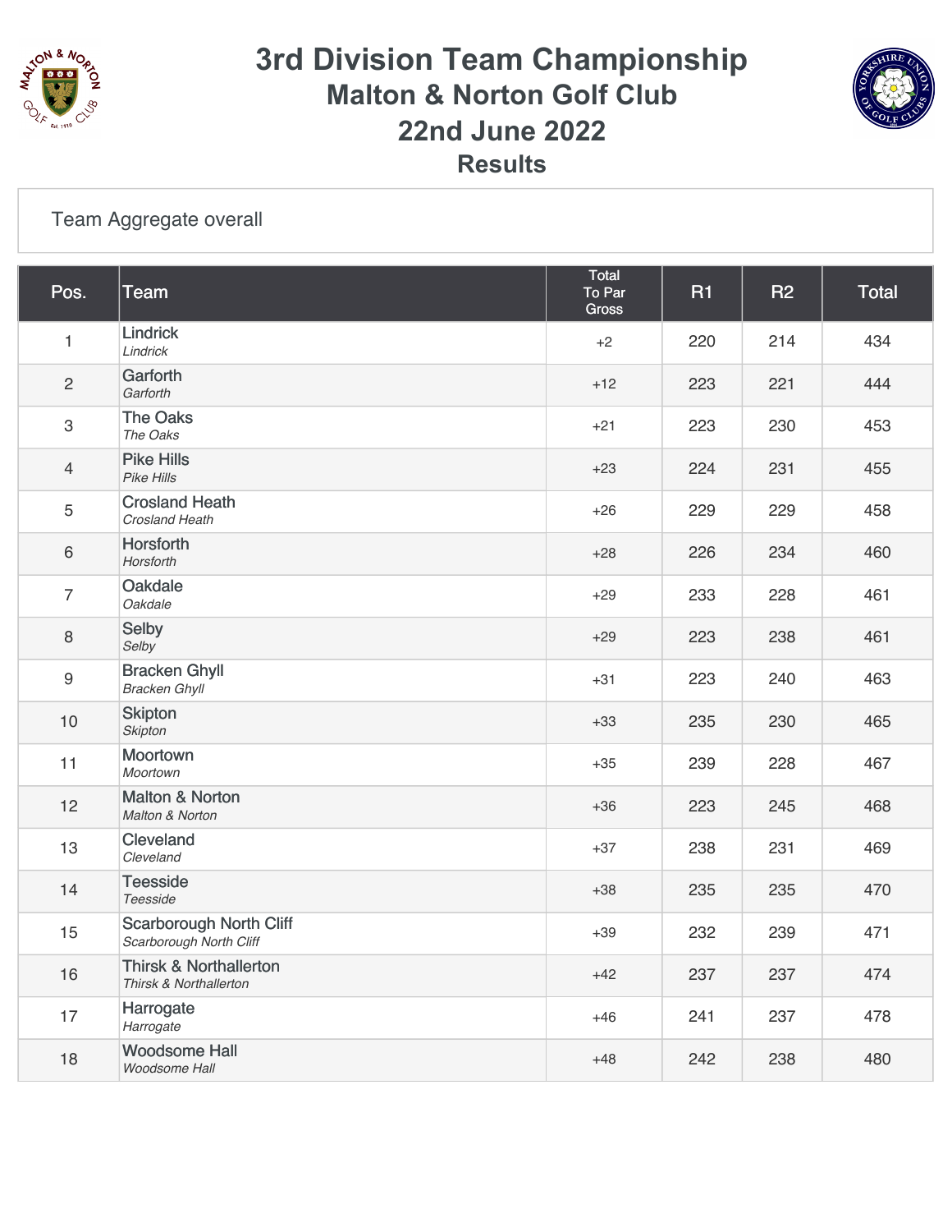# 3rd Division Team Championship

## Malton & Norton Golf Club

## 22nd June 2022

### Results

Team Aggregate overall

| Pos. | Team | Total To Par Gross | R1 | R2 | Total |
|---|---|---|---|---|---|
| 1 | Lindrick<br>*Lindrick* | +2 | 220 | 214 | 434 |
| 2 | Garforth<br>*Garforth* | +12 | 223 | 221 | 444 |
| 3 | The Oaks<br>*The Oaks* | +21 | 223 | 230 | 453 |
| 4 | Pike Hills<br>*Pike Hills* | +23 | 224 | 231 | 455 |
| 5 | Crosland Heath<br>*Crosland Heath* | +26 | 229 | 229 | 458 |
| 6 | Horsforth<br>*Horsforth* | +28 | 226 | 234 | 460 |
| 7 | Oakdale<br>*Oakdale* | +29 | 233 | 228 | 461 |
| 8 | Selby<br>*Selby* | +29 | 223 | 238 | 461 |
| 9 | Bracken Ghyll<br>*Bracken Ghyll* | +31 | 223 | 240 | 463 |
| 10 | Skipton<br>*Skipton* | +33 | 235 | 230 | 465 |
| 11 | Moortown<br>*Moortown* | +35 | 239 | 228 | 467 |
| 12 | Malton & Norton<br>*Malton & Norton* | +36 | 223 | 245 | 468 |
| 13 | Cleveland<br>*Cleveland* | +37 | 238 | 231 | 469 |
| 14 | Teesside<br>*Teesside* | +38 | 235 | 235 | 470 |
| 15 | Scarborough North Cliff<br>*Scarborough North Cliff* | +39 | 232 | 239 | 471 |
| 16 | Thirsk & Northallerton<br>*Thirsk & Northallerton* | +42 | 237 | 237 | 474 |
| 17 | Harrogate<br>*Harrogate* | +46 | 241 | 237 | 478 |
| 18 | Woodsome Hall<br>*Woodsome Hall* | +48 | 242 | 238 | 480 |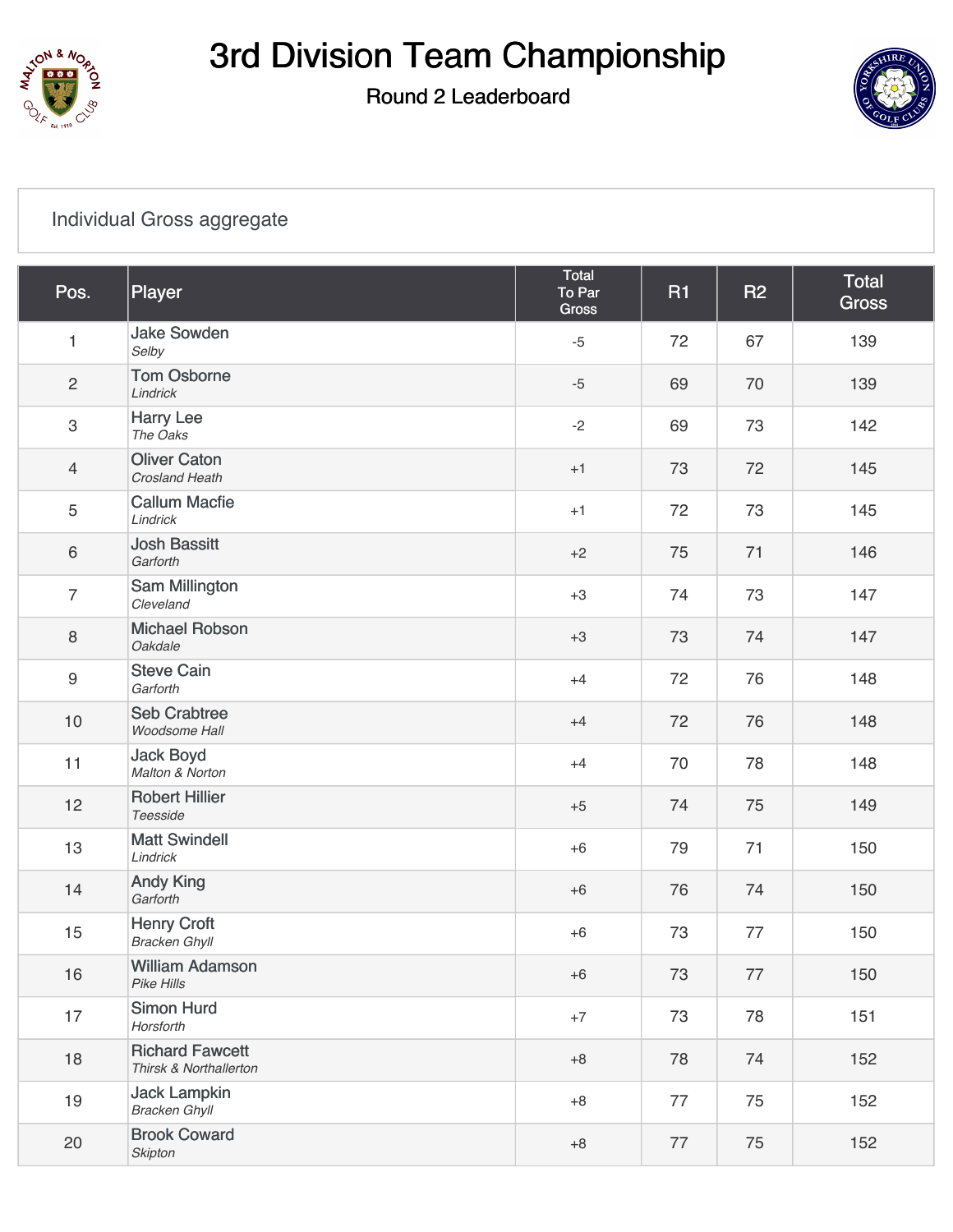# 3rd Division Team Championship

## Round 2 Leaderboard

Individual Gross aggregate

| Pos. | Player | Total To Par Gross | R1 | R2 | Total Gross |
|---|---|---|---|---|---|
| 1 | Jake Sowden *Selby* | -5 | 72 | 67 | 139 |
| 2 | Tom Osborne *Lindrick* | -5 | 69 | 70 | 139 |
| 3 | Harry Lee *The Oaks* | -2 | 69 | 73 | 142 |
| 4 | Oliver Caton *Crosland Heath* | +1 | 73 | 72 | 145 |
| 5 | Callum Macfie *Lindrick* | +1 | 72 | 73 | 145 |
| 6 | Josh Bassitt *Garforth* | +2 | 75 | 71 | 146 |
| 7 | Sam Millington *Cleveland* | +3 | 74 | 73 | 147 |
| 8 | Michael Robson *Oakdale* | +3 | 73 | 74 | 147 |
| 9 | Steve Cain *Garforth* | +4 | 72 | 76 | 148 |
| 10 | Seb Crabtree *Woodsome Hall* | +4 | 72 | 76 | 148 |
| 11 | Jack Boyd *Malton & Norton* | +4 | 70 | 78 | 148 |
| 12 | Robert Hillier *Teesside* | +5 | 74 | 75 | 149 |
| 13 | Matt Swindell *Lindrick* | +6 | 79 | 71 | 150 |
| 14 | Andy King *Garforth* | +6 | 76 | 74 | 150 |
| 15 | Henry Croft *Bracken Ghyll* | +6 | 73 | 77 | 150 |
| 16 | William Adamson *Pike Hills* | +6 | 73 | 77 | 150 |
| 17 | Simon Hurd *Horsforth* | +7 | 73 | 78 | 151 |
| 18 | Richard Fawcett *Thirsk & Northallerton* | +8 | 78 | 74 | 152 |
| 19 | Jack Lampkin *Bracken Ghyll* | +8 | 77 | 75 | 152 |
| 20 | Brook Coward *Skipton* | +8 | 77 | 75 | 152 |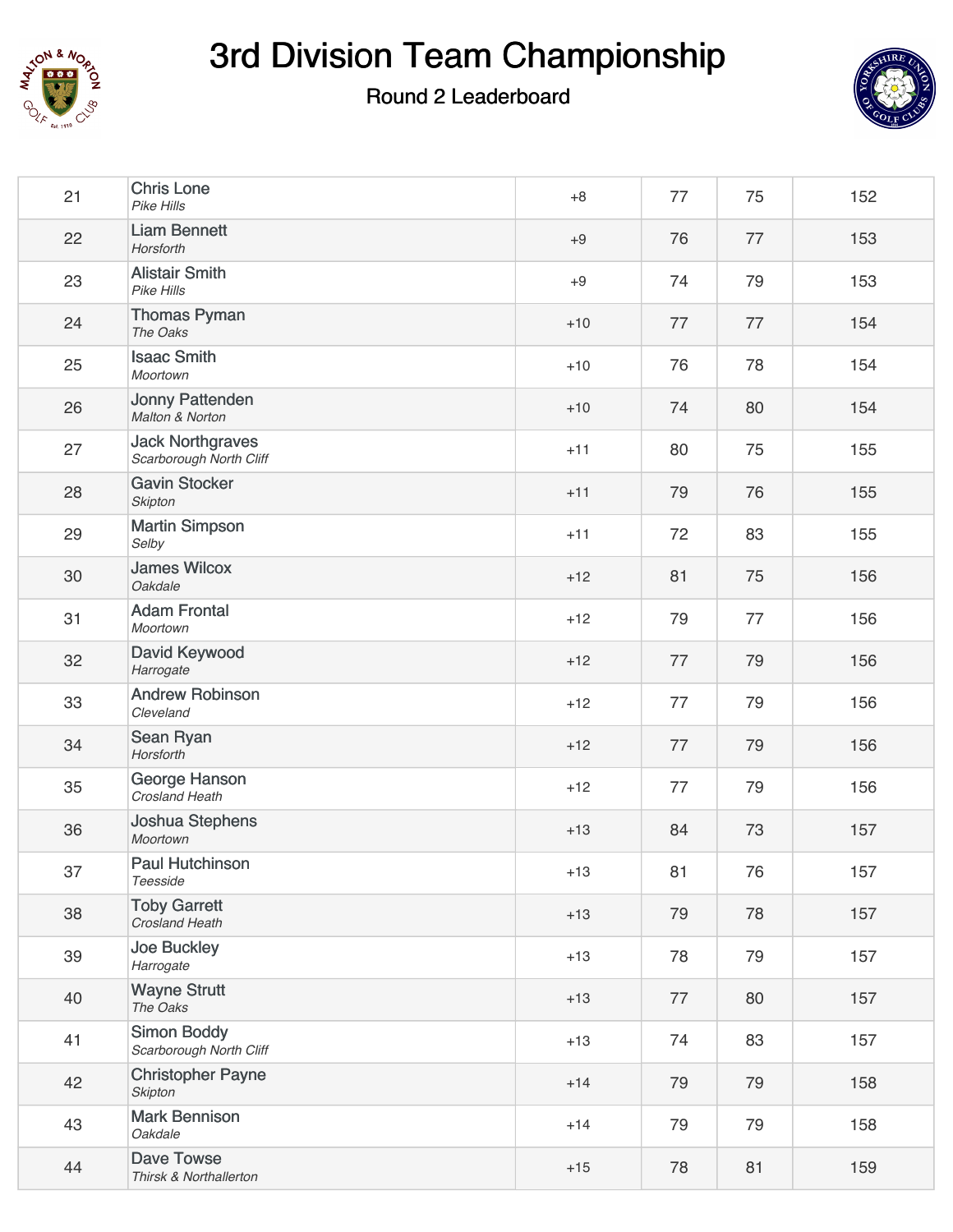# 3rd Division Team Championship

## Round 2 Leaderboard

| | | | | | |
|---|---|---|---|---|---|
| 21 | Chris Lone *Pike Hills* | +8 | 77 | 75 | 152 |
| 22 | Liam Bennett *Horsforth* | +9 | 76 | 77 | 153 |
| 23 | Alistair Smith *Pike Hills* | +9 | 74 | 79 | 153 |
| 24 | Thomas Pyman *The Oaks* | +10 | 77 | 77 | 154 |
| 25 | Isaac Smith *Moortown* | +10 | 76 | 78 | 154 |
| 26 | Jonny Pattenden *Malton & Norton* | +10 | 74 | 80 | 154 |
| 27 | Jack Northgraves *Scarborough North Cliff* | +11 | 80 | 75 | 155 |
| 28 | Gavin Stocker *Skipton* | +11 | 79 | 76 | 155 |
| 29 | Martin Simpson *Selby* | +11 | 72 | 83 | 155 |
| 30 | James Wilcox *Oakdale* | +12 | 81 | 75 | 156 |
| 31 | Adam Frontal *Moortown* | +12 | 79 | 77 | 156 |
| 32 | David Keywood *Harrogate* | +12 | 77 | 79 | 156 |
| 33 | Andrew Robinson *Cleveland* | +12 | 77 | 79 | 156 |
| 34 | Sean Ryan *Horsforth* | +12 | 77 | 79 | 156 |
| 35 | George Hanson *Crosland Heath* | +12 | 77 | 79 | 156 |
| 36 | Joshua Stephens *Moortown* | +13 | 84 | 73 | 157 |
| 37 | Paul Hutchinson *Teesside* | +13 | 81 | 76 | 157 |
| 38 | Toby Garrett *Crosland Heath* | +13 | 79 | 78 | 157 |
| 39 | Joe Buckley *Harrogate* | +13 | 78 | 79 | 157 |
| 40 | Wayne Strutt *The Oaks* | +13 | 77 | 80 | 157 |
| 41 | Simon Boddy *Scarborough North Cliff* | +13 | 74 | 83 | 157 |
| 42 | Christopher Payne *Skipton* | +14 | 79 | 79 | 158 |
| 43 | Mark Bennison *Oakdale* | +14 | 79 | 79 | 158 |
| 44 | Dave Towse *Thirsk & Northallerton* | +15 | 78 | 81 | 159 |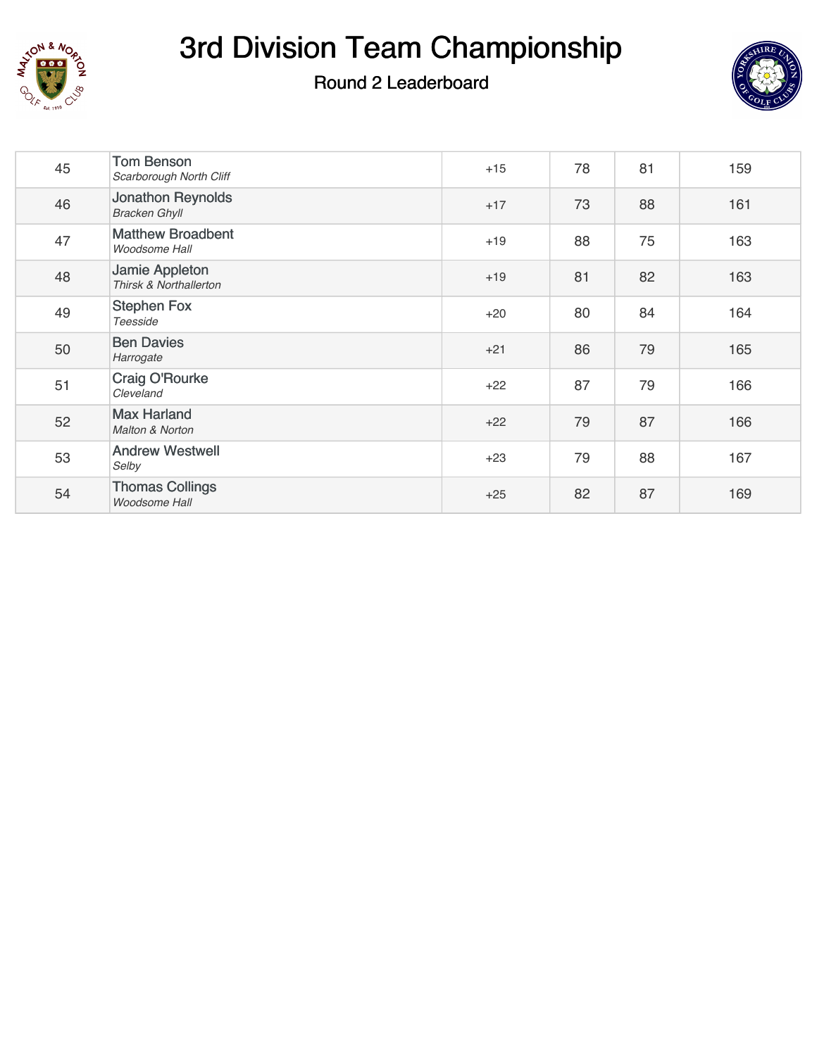# 3rd Division Team Championship

## Round 2 Leaderboard

| | | | | | |
|---|---|---|---|---|---|
| 45 | Tom Benson *Scarborough North Cliff* | +15 | 78 | 81 | 159 |
| 46 | Jonathon Reynolds *Bracken Ghyll* | +17 | 73 | 88 | 161 |
| 47 | Matthew Broadbent *Woodsome Hall* | +19 | 88 | 75 | 163 |
| 48 | Jamie Appleton *Thirsk & Northallerton* | +19 | 81 | 82 | 163 |
| 49 | Stephen Fox *Teesside* | +20 | 80 | 84 | 164 |
| 50 | Ben Davies *Harrogate* | +21 | 86 | 79 | 165 |
| 51 | Craig O'Rourke *Cleveland* | +22 | 87 | 79 | 166 |
| 52 | Max Harland *Malton & Norton* | +22 | 79 | 87 | 166 |
| 53 | Andrew Westwell *Selby* | +23 | 79 | 88 | 167 |
| 54 | Thomas Collings *Woodsome Hall* | +25 | 82 | 87 | 169 |